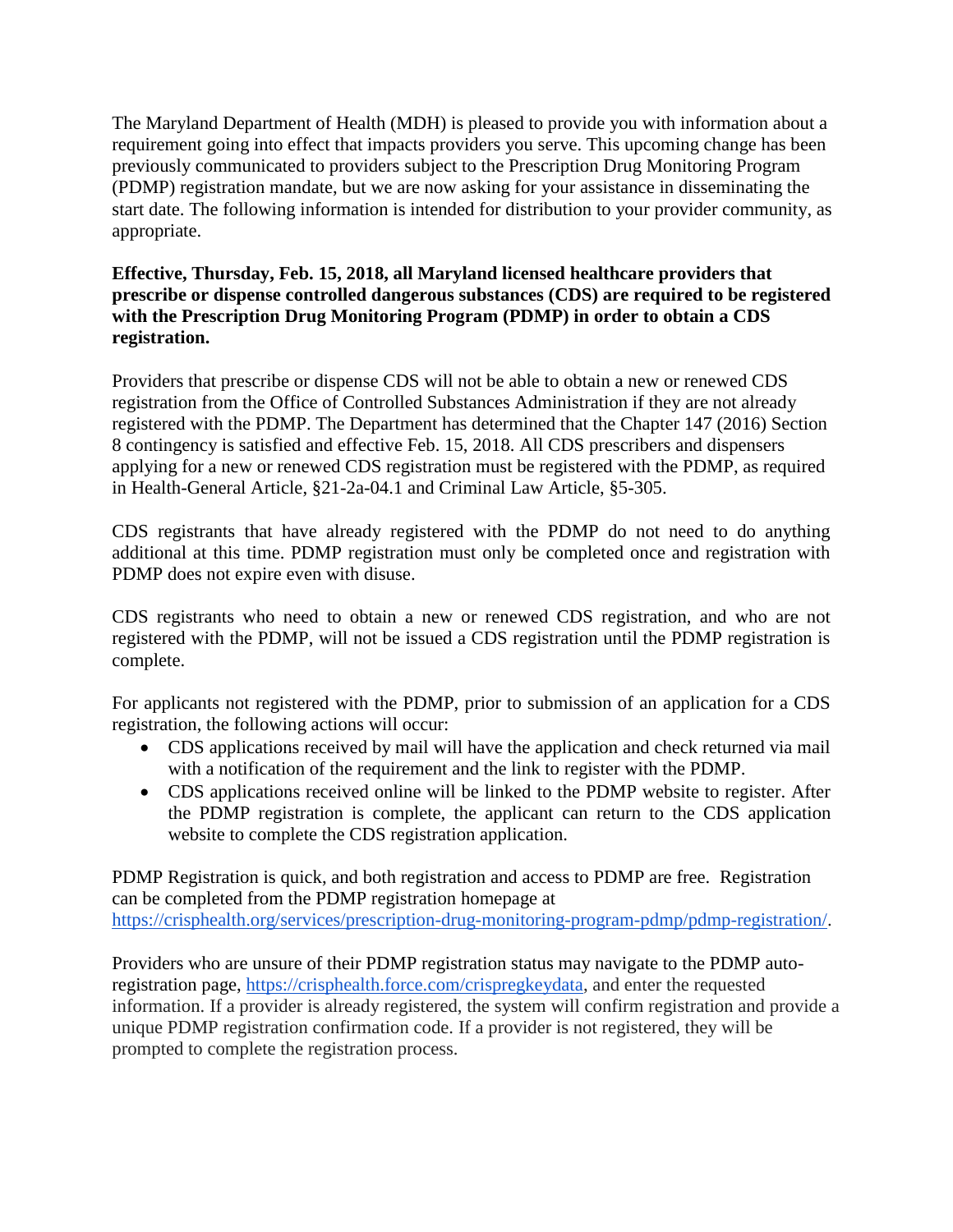The Maryland Department of Health (MDH) is pleased to provide you with information about a requirement going into effect that impacts providers you serve. This upcoming change has been previously communicated to providers subject to the Prescription Drug Monitoring Program (PDMP) registration mandate, but we are now asking for your assistance in disseminating the start date. The following information is intended for distribution to your provider community, as appropriate.

**Effective, Thursday, Feb. 15, 2018, all Maryland licensed healthcare providers that prescribe or dispense controlled dangerous substances (CDS) are required to be registered with the Prescription Drug Monitoring Program (PDMP) in order to obtain a CDS registration.**

Providers that prescribe or dispense CDS will not be able to obtain a new or renewed CDS registration from the Office of Controlled Substances Administration if they are not already registered with the PDMP. The Department has determined that the Chapter 147 (2016) Section 8 contingency is satisfied and effective Feb. 15, 2018. All CDS prescribers and dispensers applying for a new or renewed CDS registration must be registered with the PDMP, as required in Health-General Article, §21-2a-04.1 and Criminal Law Article, §5-305.

CDS registrants that have already registered with the PDMP do not need to do anything additional at this time. PDMP registration must only be completed once and registration with PDMP does not expire even with disuse.

CDS registrants who need to obtain a new or renewed CDS registration, and who are not registered with the PDMP, will not be issued a CDS registration until the PDMP registration is complete.

For applicants not registered with the PDMP, prior to submission of an application for a CDS registration, the following actions will occur:

- CDS applications received by mail will have the application and check returned via mail with a notification of the requirement and the link to register with the PDMP.
- CDS applications received online will be linked to the PDMP website to register. After the PDMP registration is complete, the applicant can return to the CDS application website to complete the CDS registration application.

PDMP Registration is quick, and both registration and access to PDMP are free. Registration can be completed from the PDMP registration homepage at https://crisphealth.org/services/prescription-drug-monitoring-program-pdmp/pdmp-registration/.

Providers who are unsure of their PDMP registration status may navigate to the PDMP auto-registration page, https://crisphealth.force.com/crispregkeydata, and enter the requested information. If a provider is already registered, the system will confirm registration and provide a unique PDMP registration confirmation code. If a provider is not registered, they will be prompted to complete the registration process.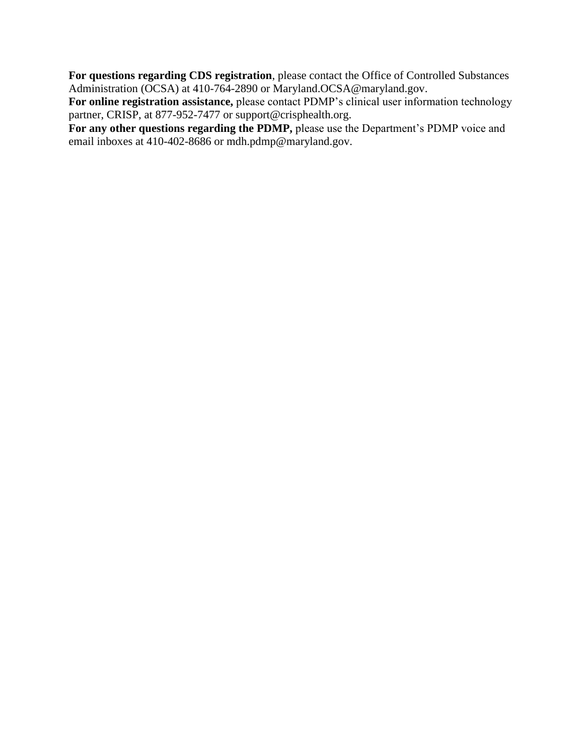**For questions regarding CDS registration**, please contact the Office of Controlled Substances Administration (OCSA) at 410-764-2890 or Maryland.OCSA@maryland.gov.

**For online registration assistance,** please contact PDMP's clinical user information technology partner, CRISP, at 877-952-7477 or support@crisphealth.org.

**For any other questions regarding the PDMP,** please use the Department's PDMP voice and email inboxes at 410-402-8686 or mdh.pdmp@maryland.gov.